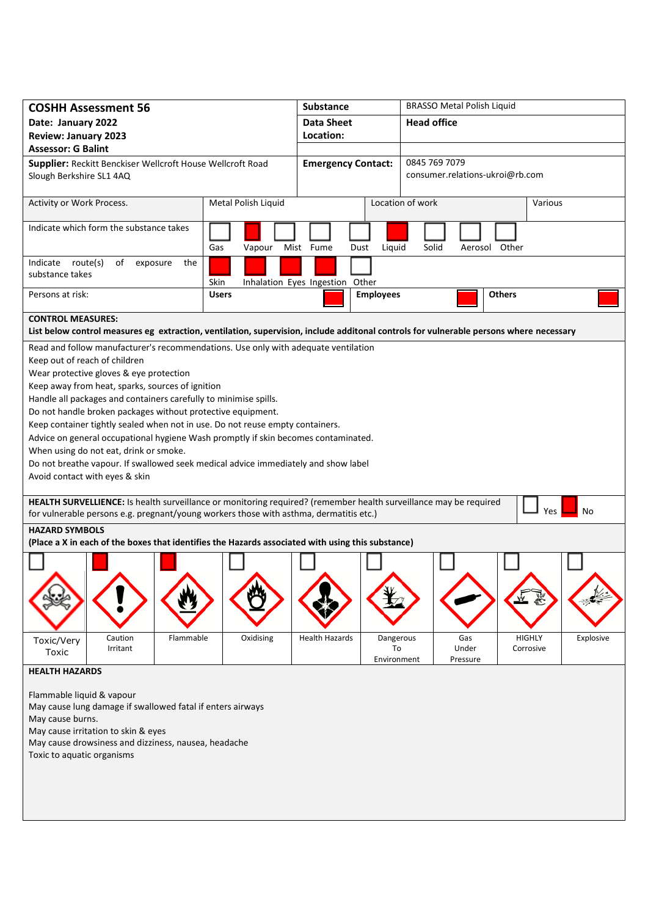| **COSHH Assessment 56** | **Substance** | BRASSO Metal Polish Liquid |
|---|---|---|
| **Date: January 2022** | **Data Sheet Location:** | **Head office** |
| **Review: January 2023** | | |
| **Assessor: G Balint** | | |
| **Supplier:** Reckitt Benckiser Wellcroft House Wellcroft Road Slough Berkshire SL1 4AQ | **Emergency Contact:** | 0845 769 7079 consumer.relations-ukroi@rb.com |

| Activity or Work Process. | Metal Polish Liquid | Location of work | Various |
|---|---|---|---|

**Indicate which form the substance takes**

| Gas | Vapour | Mist | Fume | Dust | Liquid | Solid | Aerosol | Other |
|---|---|---|---|---|---|---|---|---|
| | X | | | | X | | | |

**Indicate route(s) of exposure the substance takes**

| Skin | Inhalation | Eyes | Ingestion | Other |
|---|---|---|---|---|
| X | X | X | X | |

**Persons at risk:**

| Users | Employees | Others |
|---|---|---|
| X | X | X |

**CONTROL MEASURES:**
**List below control measures eg extraction, ventilation, supervision, include additonal controls for vulnerable persons where necessary**

Read and follow manufacturer's recommendations. Use only with adequate ventilation
Keep out of reach of children
Wear protective gloves & eye protection
Keep away from heat, sparks, sources of ignition
Handle all packages and containers carefully to minimise spills.
Do not handle broken packages without protective equipment.
Keep container tightly sealed when not in use. Do not reuse empty containers.
Advice on general occupational hygiene Wash promptly if skin becomes contaminated.
When using do not eat, drink or smoke.
Do not breathe vapour. If swallowed seek medical advice immediately and show label
Avoid contact with eyes & skin

**HEALTH SURVELLIENCE:** Is health surveillance or monitoring required? (remember health surveillance may be required for vulnerable persons e.g. pregnant/young workers those with asthma, dermatitis etc.)

| Yes | No |
|---|---|
| | X |

**HAZARD SYMBOLS**
**(Place a X in each of the boxes that identifies the Hazards associated with using this substance)**

| Toxic/Very Toxic | Caution Irritant | Flammable | Oxidising | Health Hazards | Dangerous To Environment | Gas Under Pressure | HIGHLY Corrosive | Explosive |
|---|---|---|---|---|---|---|---|---|
| | X | X | | | | | | |

**HEALTH HAZARDS**

Flammable liquid & vapour
May cause lung damage if swallowed fatal if enters airways
May cause burns.
May cause irritation to skin & eyes
May cause drowsiness and dizziness, nausea, headache
Toxic to aquatic organisms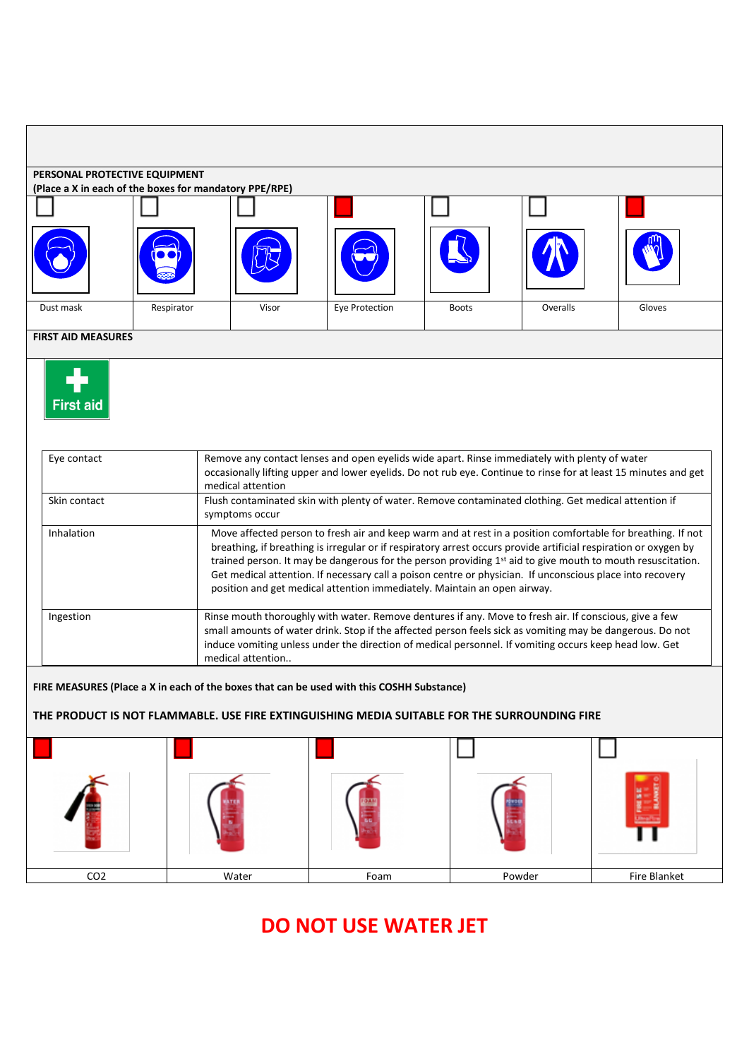**PERSONAL PROTECTIVE EQUIPMENT**
**(Place a X in each of the boxes for mandatory PPE/RPE)**

| Dust mask | Respirator | Visor | Eye Protection | Boots | Overalls | Gloves |
|---|---|---|---|---|---|---|
| ☐ | ☐ | ☐ | ■ | ☐ | ☐ | ■ |

**FIRST AID MEASURES**

First aid

| | |
|---|---|
| Eye contact | Remove any contact lenses and open eyelids wide apart. Rinse immediately with plenty of water occasionally lifting upper and lower eyelids. Do not rub eye. Continue to rinse for at least 15 minutes and get medical attention |
| Skin contact | Flush contaminated skin with plenty of water. Remove contaminated clothing. Get medical attention if symptoms occur |
| Inhalation | Move affected person to fresh air and keep warm and at rest in a position comfortable for breathing. If not breathing, if breathing is irregular or if respiratory arrest occurs provide artificial respiration or oxygen by trained person. It may be dangerous for the person providing 1st aid to give mouth to mouth resuscitation. Get medical attention. If necessary call a poison centre or physician. If unconscious place into recovery position and get medical attention immediately. Maintain an open airway. |
| Ingestion | Rinse mouth thoroughly with water. Remove dentures if any. Move to fresh air. If conscious, give a few small amounts of water drink. Stop if the affected person feels sick as vomiting may be dangerous. Do not induce vomiting unless under the direction of medical personnel. If vomiting occurs keep head low. Get medical attention.. |

**FIRE MEASURES (Place a X in each of the boxes that can be used with this COSHH Substance)**

**THE PRODUCT IS NOT FLAMMABLE. USE FIRE EXTINGUISHING MEDIA SUITABLE FOR THE SURROUNDING FIRE**

| $CO_2$ | Water | Foam | Powder | Fire Blanket |
|---|---|---|---|---|
| ■ | ■ | ■ | ☐ | ☐ |

## DO NOT USE WATER JET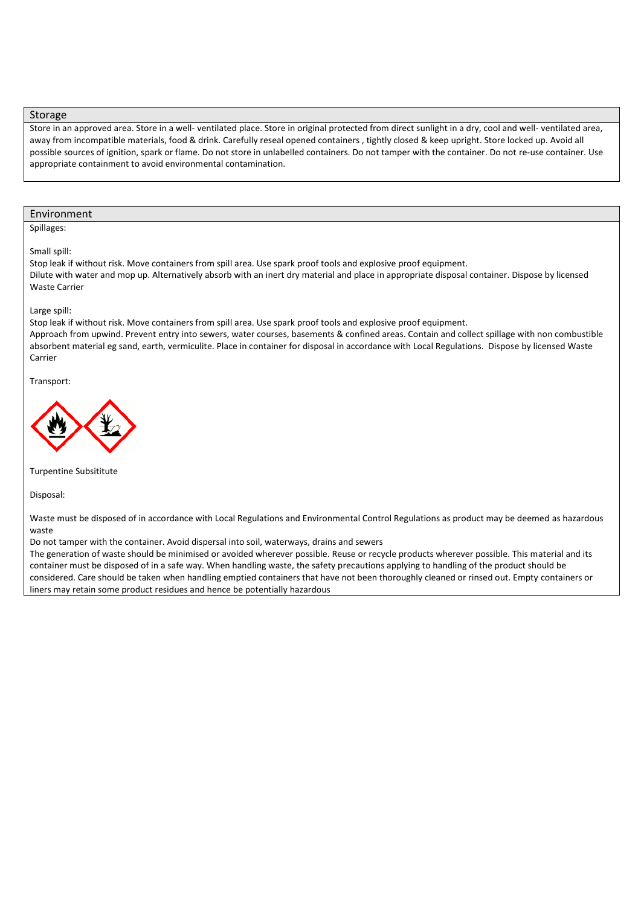## Storage

Store in an approved area. Store in a well- ventilated place. Store in original protected from direct sunlight in a dry, cool and well- ventilated area, away from incompatible materials, food & drink. Carefully reseal opened containers , tightly closed & keep upright. Store locked up. Avoid all possible sources of ignition, spark or flame. Do not store in unlabelled containers. Do not tamper with the container. Do not re-use container. Use appropriate containment to avoid environmental contamination.

## Environment

Spillages:

Small spill:

Stop leak if without risk. Move containers from spill area. Use spark proof tools and explosive proof equipment.
Dilute with water and mop up. Alternatively absorb with an inert dry material and place in appropriate disposal container. Dispose by licensed Waste Carrier

Large spill:

Stop leak if without risk. Move containers from spill area. Use spark proof tools and explosive proof equipment.
Approach from upwind. Prevent entry into sewers, water courses, basements & confined areas. Contain and collect spillage with non combustible absorbent material eg sand, earth, vermiculite. Place in container for disposal in accordance with Local Regulations. Dispose by licensed Waste Carrier

Transport:

Turpentine Subsititute

Disposal:

Waste must be disposed of in accordance with Local Regulations and Environmental Control Regulations as product may be deemed as hazardous waste

Do not tamper with the container. Avoid dispersal into soil, waterways, drains and sewers

The generation of waste should be minimised or avoided wherever possible. Reuse or recycle products wherever possible. This material and its container must be disposed of in a safe way. When handling waste, the safety precautions applying to handling of the product should be considered. Care should be taken when handling emptied containers that have not been thoroughly cleaned or rinsed out. Empty containers or liners may retain some product residues and hence be potentially hazardous